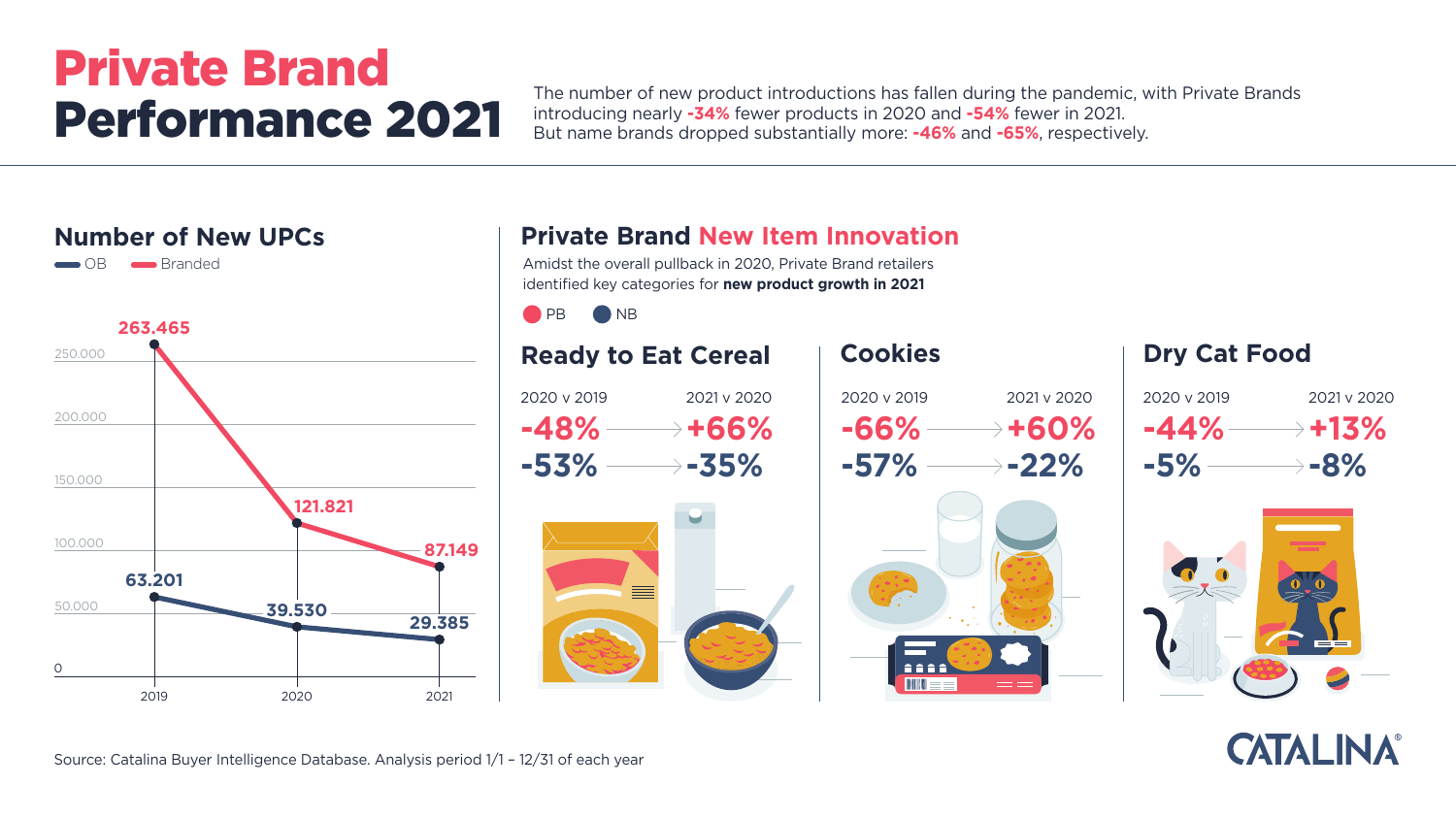# Private Brand Performance 2021

The number of new product introductions has fallen during the pandemic, with Private Brands introducing nearly **-34%** fewer products in 2020 and **-54%** fewer in 2021. But name brands dropped substantially more: **-46%** and **-65%**, respectively.

## Number of New UPCs

| Year | OB | Branded |
| --- | --- | --- |
| 2019 | 63.201 | 263.465 |
| 2020 | 39.530 | 121.821 |
| 2021 | 29.385 | 87.149 |

## Private Brand New Item Innovation

Amidst the overall pullback in 2020, Private Brand retailers identified key categories for **new product growth in 2021**

### Ready to Eat Cereal

| | 2020 v 2019 | 2021 v 2020 |
| --- | --- | --- |
| PB | -48% | +66% |
| NB | -53% | -35% |

### Cookies

| | 2020 v 2019 | 2021 v 2020 |
| --- | --- | --- |
| PB | -66% | +60% |
| NB | -57% | -22% |

### Dry Cat Food

| | 2020 v 2019 | 2021 v 2020 |
| --- | --- | --- |
| PB | -44% | +13% |
| NB | -5% | -8% |

Source: Catalina Buyer Intelligence Database. Analysis period 1/1 – 12/31 of each year

CATALINA®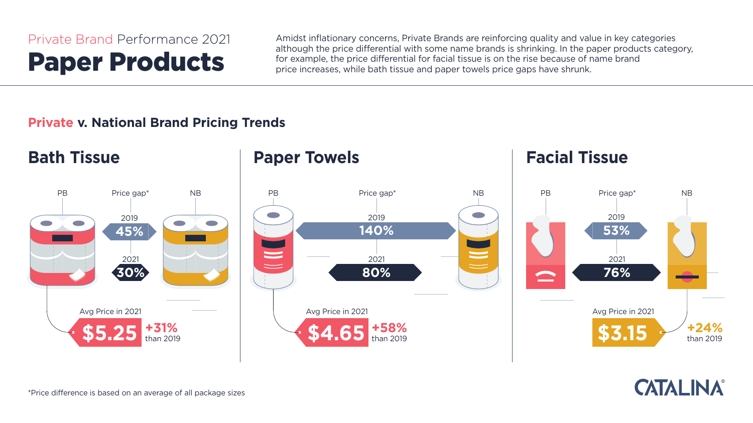Private Brand Performance 2021

# Paper Products

Amidst inflationary concerns, Private Brands are reinforcing quality and value in key categories although the price differential with some name brands is shrinking. In the paper products category, for example, the price differential for facial tissue is on the rise because of name brand price increases, while bath tissue and paper towels price gaps have shrunk.

## Private v. National Brand Pricing Trends

### Bath Tissue

| | PB | Price gap* | NB |
|---|---|---|---|
| 2019 | | 45% | |
| 2021 | | 30% | |

Avg Price in 2021: **$5.25** (PB) — +31% than 2019

### Paper Towels

| | PB | Price gap* | NB |
|---|---|---|---|
| 2019 | | 140% | |
| 2021 | | 80% | |

Avg Price in 2021: **$4.65** (PB) — +58% than 2019

### Facial Tissue

| | PB | Price gap* | NB |
|---|---|---|---|
| 2019 | | 53% | |
| 2021 | | 76% | |

Avg Price in 2021: **$3.15** (NB) — +24% than 2019

*Price difference is based on an average of all package sizes

CATALINA®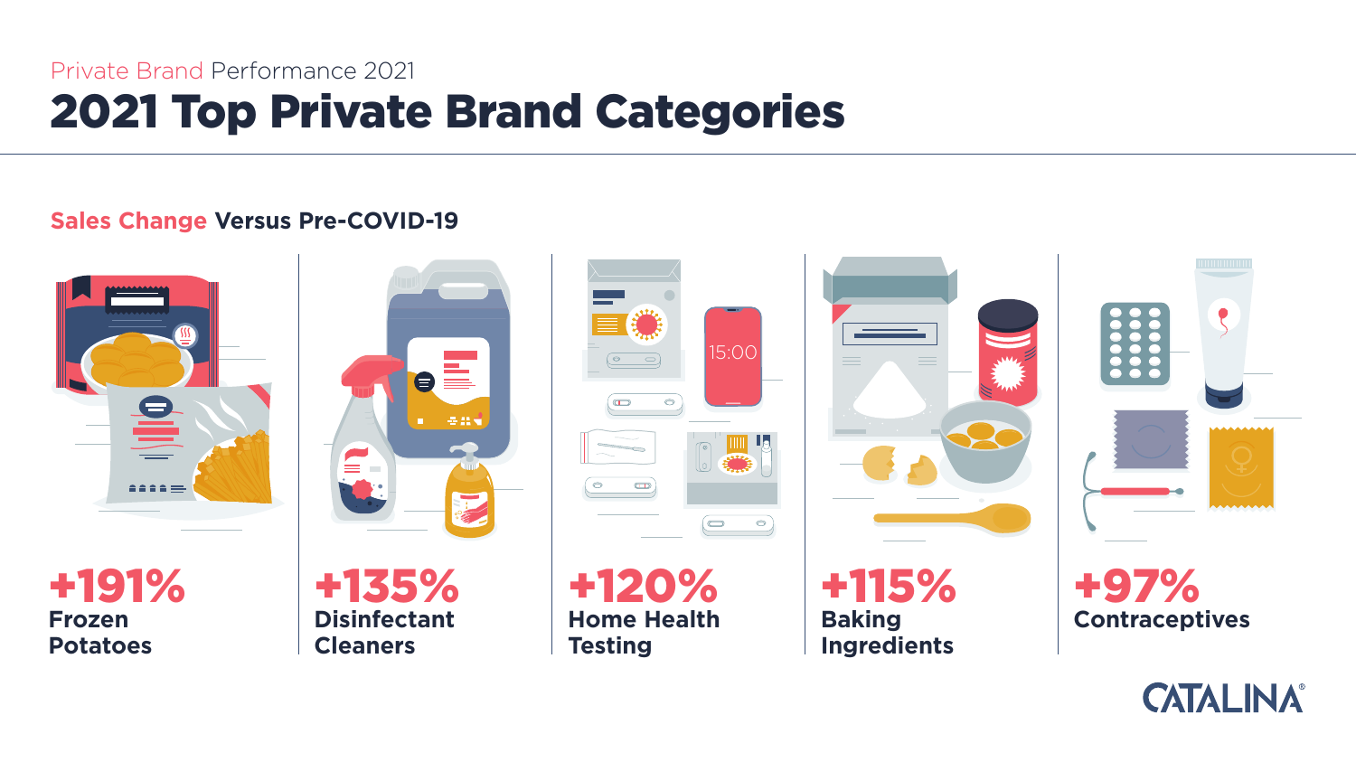Private Brand Performance 2021

# 2021 Top Private Brand Categories

## Sales Change Versus Pre-COVID-19

**+191%**
**Frozen Potatoes**

**+135%**
**Disinfectant Cleaners**

**+120%**
**Home Health Testing**

**+115%**
**Baking Ingredients**

**+97%**
**Contraceptives**

CATALINA®